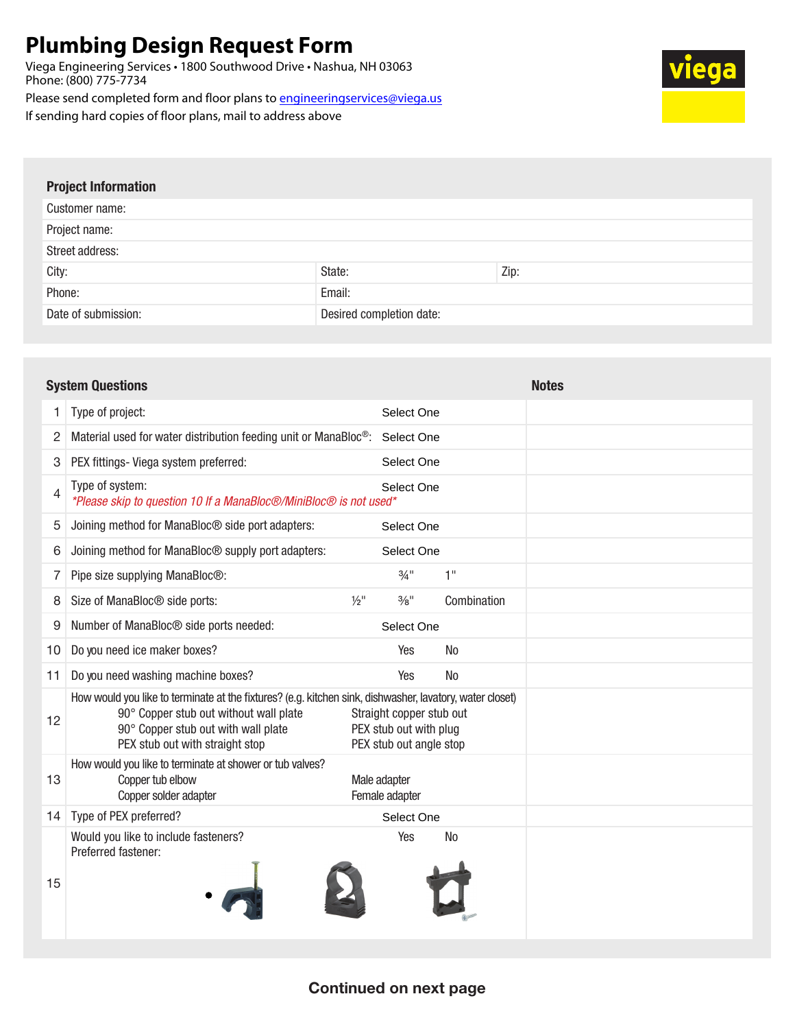# Plumbing Design Request Form

Viega Engineering Services • 1800 Southwood Drive • Nashua, NH 03063
Phone: (800) 775-7734
Please send completed form and floor plans to engineeringservices@viega.us
If sending hard copies of floor plans, mail to address above

viega

## Project Information

| | | |
|---|---|---|
| Customer name: | | |
| Project name: | | |
| Street address: | | |
| City: | State: | Zip: |
| Phone: | Email: | |
| Date of submission: | Desired completion date: | |

## System Questions

| # | Question | Options | Notes |
|---|---|---|---|
| 1 | Type of project: | Select One | |
| 2 | Material used for water distribution feeding unit or ManaBloc®: | Select One | |
| 3 | PEX fittings- Viega system preferred: | Select One | |
| 4 | Type of system: *\*Please skip to question 10 If a ManaBloc®/MiniBloc® is not used\** | Select One | |
| 5 | Joining method for ManaBloc® side port adapters: | Select One | |
| 6 | Joining method for ManaBloc® supply port adapters: | Select One | |
| 7 | Pipe size supplying ManaBloc®: | ¾" 1" | |
| 8 | Size of ManaBloc® side ports: | ½" ⅜" Combination | |
| 9 | Number of ManaBloc® side ports needed: | Select One | |
| 10 | Do you need ice maker boxes? | Yes No | |
| 11 | Do you need washing machine boxes? | Yes No | |
| 12 | How would you like to terminate at the fixtures? (e.g. kitchen sink, dishwasher, lavatory, water closet) 90° Copper stub out without wall plate; 90° Copper stub out with wall plate; PEX stub out with straight stop; Straight copper stub out; PEX stub out with plug; PEX stub out angle stop | | |
| 13 | How would you like to terminate at shower or tub valves? Copper tub elbow; Copper solder adapter; Male adapter; Female adapter | | |
| 14 | Type of PEX preferred? | Select One | |
| 15 | Would you like to include fasteners? Preferred fastener: | Yes No | |

**Continued on next page**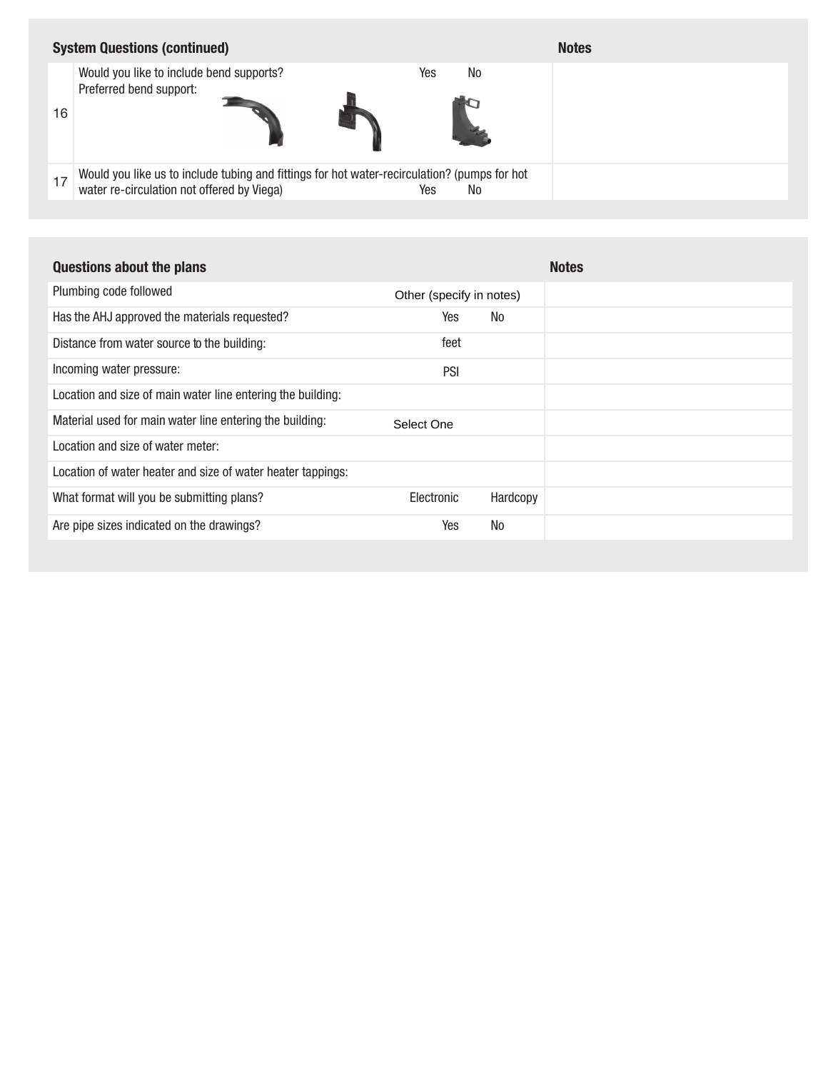| System Questions (continued) | | Notes |
|---|---|---|
| 16 | Would you like to include bend supports? Yes No<br>Preferred bend support: | |
| 17 | Would you like us to include tubing and fittings for hot water-recirculation? (pumps for hot water re-circulation not offered by Viega) Yes No | |

| Questions about the plans | | Notes |
|---|---|---|
| Plumbing code followed | Other (specify in notes) | |
| Has the AHJ approved the materials requested? | Yes No | |
| Distance from water source to the building: | feet | |
| Incoming water pressure: | PSI | |
| Location and size of main water line entering the building: | | |
| Material used for main water line entering the building: | Select One | |
| Location and size of water meter: | | |
| Location of water heater and size of water heater tappings: | | |
| What format will you be submitting plans? | Electronic Hardcopy | |
| Are pipe sizes indicated on the drawings? | Yes No | |